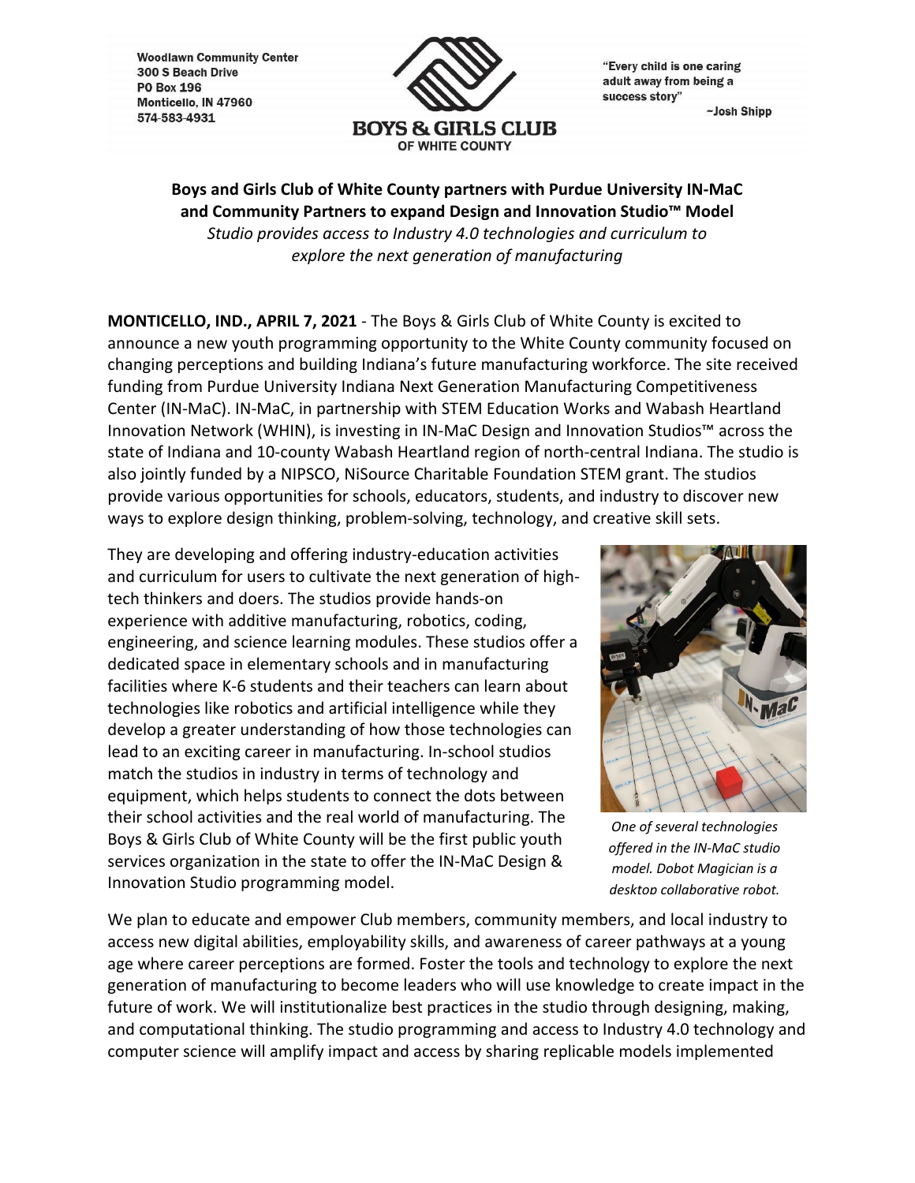Woodlawn Community Center
300 S Beach Drive
PO Box 196
Monticello, IN 47960
574-583-4931

BOYS & GIRLS CLUB
OF WHITE COUNTY

"Every child is one caring adult away from being a success story"
~Josh Shipp

**Boys and Girls Club of White County partners with Purdue University IN-MaC and Community Partners to expand Design and Innovation Studio™ Model**

*Studio provides access to Industry 4.0 technologies and curriculum to explore the next generation of manufacturing*

**MONTICELLO, IND., APRIL 7, 2021** - The Boys & Girls Club of White County is excited to announce a new youth programming opportunity to the White County community focused on changing perceptions and building Indiana's future manufacturing workforce. The site received funding from Purdue University Indiana Next Generation Manufacturing Competitiveness Center (IN-MaC). IN-MaC, in partnership with STEM Education Works and Wabash Heartland Innovation Network (WHIN), is investing in IN-MaC Design and Innovation Studios™ across the state of Indiana and 10-county Wabash Heartland region of north-central Indiana. The studio is also jointly funded by a NIPSCO, NiSource Charitable Foundation STEM grant. The studios provide various opportunities for schools, educators, students, and industry to discover new ways to explore design thinking, problem-solving, technology, and creative skill sets.

They are developing and offering industry-education activities and curriculum for users to cultivate the next generation of high-tech thinkers and doers. The studios provide hands-on experience with additive manufacturing, robotics, coding, engineering, and science learning modules. These studios offer a dedicated space in elementary schools and in manufacturing facilities where K-6 students and their teachers can learn about technologies like robotics and artificial intelligence while they develop a greater understanding of how those technologies can lead to an exciting career in manufacturing. In-school studios match the studios in industry in terms of technology and equipment, which helps students to connect the dots between their school activities and the real world of manufacturing. The Boys & Girls Club of White County will be the first public youth services organization in the state to offer the IN-MaC Design & Innovation Studio programming model.

*One of several technologies offered in the IN-MaC studio model. Dobot Magician is a desktop collaborative robot.*

We plan to educate and empower Club members, community members, and local industry to access new digital abilities, employability skills, and awareness of career pathways at a young age where career perceptions are formed. Foster the tools and technology to explore the next generation of manufacturing to become leaders who will use knowledge to create impact in the future of work. We will institutionalize best practices in the studio through designing, making, and computational thinking. The studio programming and access to Industry 4.0 technology and computer science will amplify impact and access by sharing replicable models implemented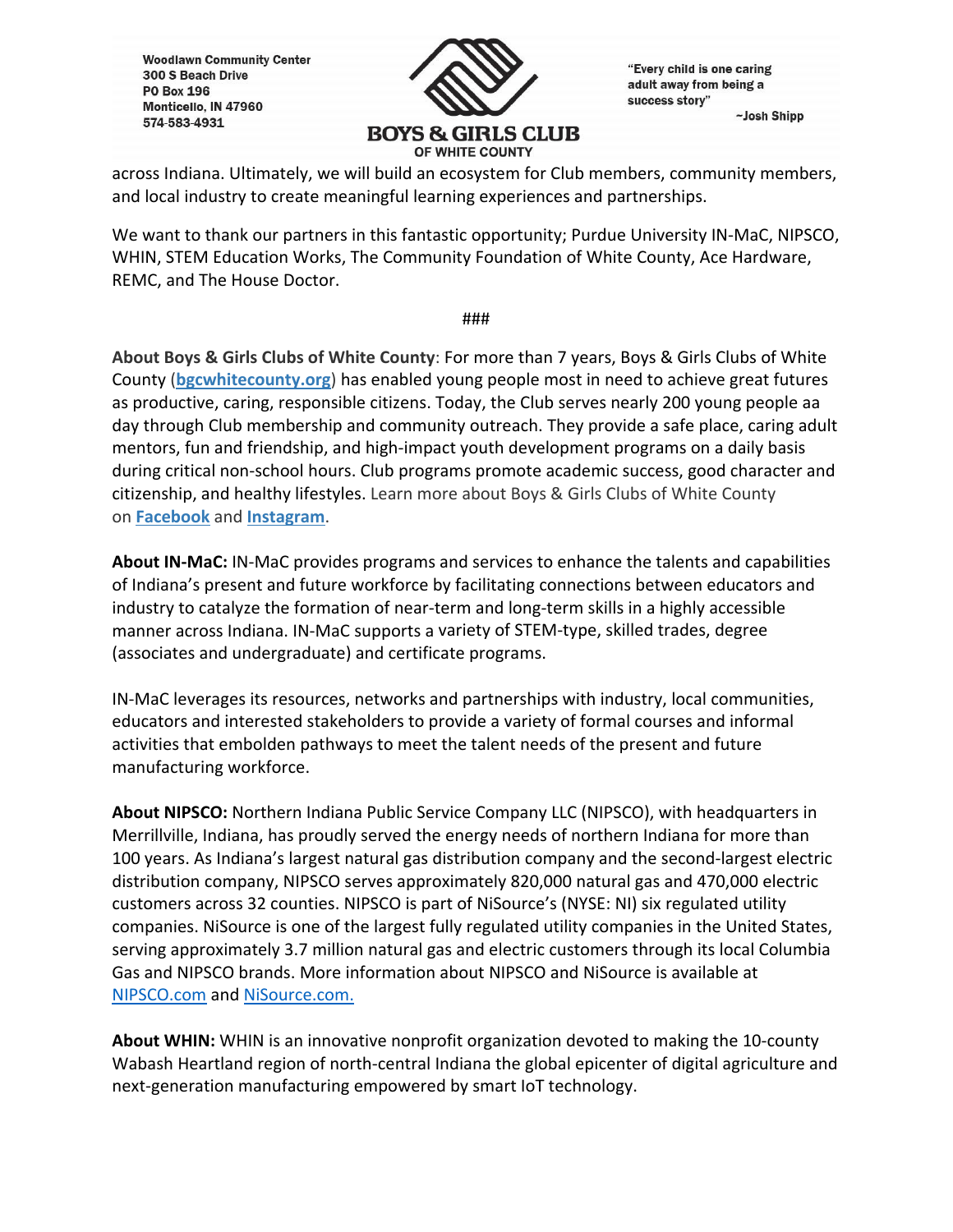across Indiana. Ultimately, we will build an ecosystem for Club members, community members, and local industry to create meaningful learning experiences and partnerships.

We want to thank our partners in this fantastic opportunity; Purdue University IN-MaC, NIPSCO, WHIN, STEM Education Works, The Community Foundation of White County, Ace Hardware, REMC, and The House Doctor.

###

**About Boys & Girls Clubs of White County**: For more than 7 years, Boys & Girls Clubs of White County (**bgcwhitecounty.org**) has enabled young people most in need to achieve great futures as productive, caring, responsible citizens. Today, the Club serves nearly 200 young people aa day through Club membership and community outreach. They provide a safe place, caring adult mentors, fun and friendship, and high-impact youth development programs on a daily basis during critical non-school hours. Club programs promote academic success, good character and citizenship, and healthy lifestyles. Learn more about Boys & Girls Clubs of White County on **Facebook** and **Instagram**.

**About IN-MaC:** IN-MaC provides programs and services to enhance the talents and capabilities of Indiana's present and future workforce by facilitating connections between educators and industry to catalyze the formation of near-term and long-term skills in a highly accessible manner across Indiana. IN-MaC supports a variety of STEM-type, skilled trades, degree (associates and undergraduate) and certificate programs.

IN-MaC leverages its resources, networks and partnerships with industry, local communities, educators and interested stakeholders to provide a variety of formal courses and informal activities that embolden pathways to meet the talent needs of the present and future manufacturing workforce.

**About NIPSCO:** Northern Indiana Public Service Company LLC (NIPSCO), with headquarters in Merrillville, Indiana, has proudly served the energy needs of northern Indiana for more than 100 years. As Indiana's largest natural gas distribution company and the second-largest electric distribution company, NIPSCO serves approximately 820,000 natural gas and 470,000 electric customers across 32 counties. NIPSCO is part of NiSource's (NYSE: NI) six regulated utility companies. NiSource is one of the largest fully regulated utility companies in the United States, serving approximately 3.7 million natural gas and electric customers through its local Columbia Gas and NIPSCO brands. More information about NIPSCO and NiSource is available at NIPSCO.com and NiSource.com.

**About WHIN:** WHIN is an innovative nonprofit organization devoted to making the 10-county Wabash Heartland region of north-central Indiana the global epicenter of digital agriculture and next-generation manufacturing empowered by smart IoT technology.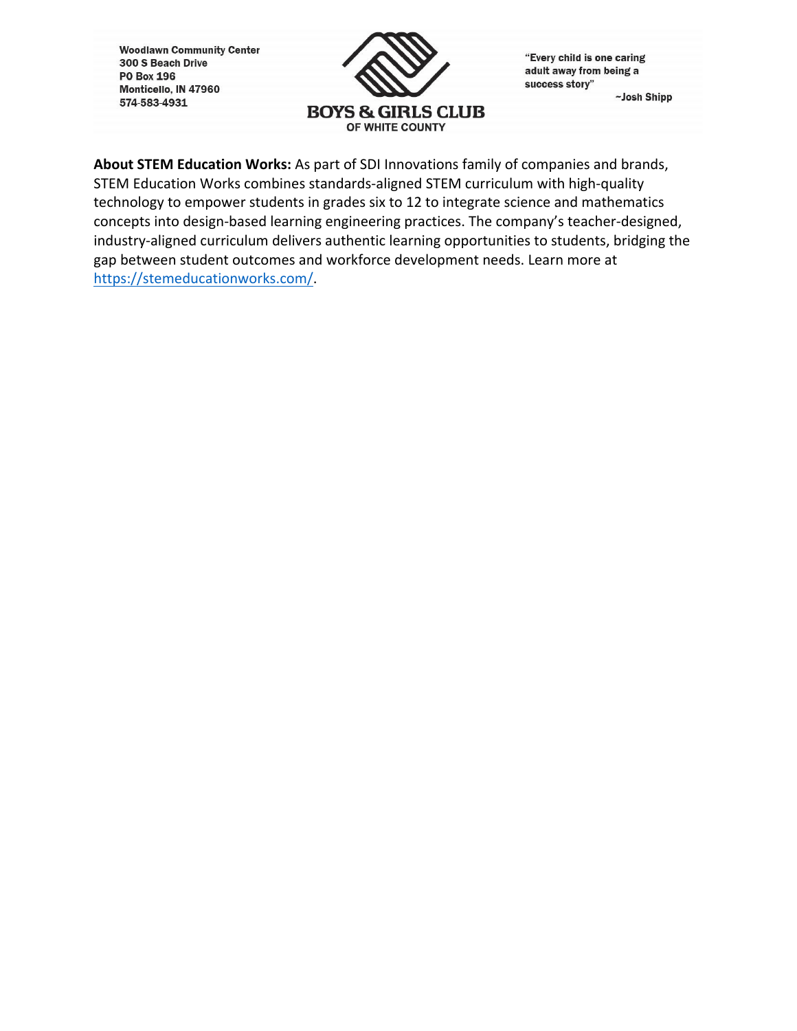Woodlawn Community Center
300 S Beach Drive
PO Box 196
Monticello, IN 47960
574-583-4931

BOYS & GIRLS CLUB
OF WHITE COUNTY

"Every child is one caring adult away from being a success story"
~Josh Shipp

**About STEM Education Works:** As part of SDI Innovations family of companies and brands, STEM Education Works combines standards-aligned STEM curriculum with high-quality technology to empower students in grades six to 12 to integrate science and mathematics concepts into design-based learning engineering practices. The company's teacher-designed, industry-aligned curriculum delivers authentic learning opportunities to students, bridging the gap between student outcomes and workforce development needs. Learn more at https://stemeducationworks.com/.